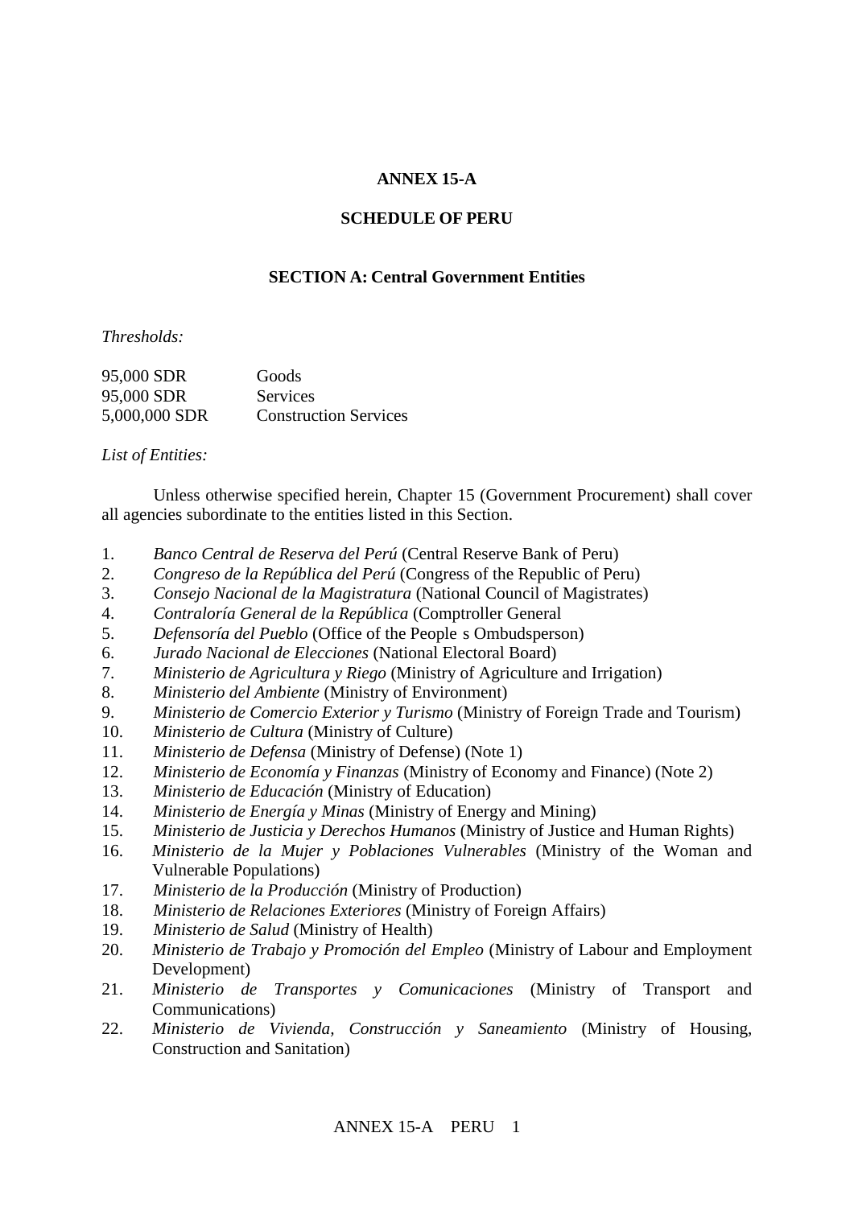# ANNEX 15-A

## SCHEDULE OF PERU

### SECTION A: Central Government Entities

*Thresholds:*

| | |
|---|---|
| 95,000 SDR | Goods |
| 95,000 SDR | Services |
| 5,000,000 SDR | Construction Services |

*List of Entities:*

Unless otherwise specified herein, Chapter 15 (Government Procurement) shall cover all agencies subordinate to the entities listed in this Section.

1. *Banco Central de Reserva del Perú* (Central Reserve Bank of Peru)
2. *Congreso de la República del Perú* (Congress of the Republic of Peru)
3. *Consejo Nacional de la Magistratura* (National Council of Magistrates)
4. *Contraloría General de la República* (Comptroller General
5. *Defensoría del Pueblo* (Office of the People s Ombudsperson)
6. *Jurado Nacional de Elecciones* (National Electoral Board)
7. *Ministerio de Agricultura y Riego* (Ministry of Agriculture and Irrigation)
8. *Ministerio del Ambiente* (Ministry of Environment)
9. *Ministerio de Comercio Exterior y Turismo* (Ministry of Foreign Trade and Tourism)
10. *Ministerio de Cultura* (Ministry of Culture)
11. *Ministerio de Defensa* (Ministry of Defense) (Note 1)
12. *Ministerio de Economía y Finanzas* (Ministry of Economy and Finance) (Note 2)
13. *Ministerio de Educación* (Ministry of Education)
14. *Ministerio de Energía y Minas* (Ministry of Energy and Mining)
15. *Ministerio de Justicia y Derechos Humanos* (Ministry of Justice and Human Rights)
16. *Ministerio de la Mujer y Poblaciones Vulnerables* (Ministry of the Woman and Vulnerable Populations)
17. *Ministerio de la Producción* (Ministry of Production)
18. *Ministerio de Relaciones Exteriores* (Ministry of Foreign Affairs)
19. *Ministerio de Salud* (Ministry of Health)
20. *Ministerio de Trabajo y Promoción del Empleo* (Ministry of Labour and Employment Development)
21. *Ministerio de Transportes y Comunicaciones* (Ministry of Transport and Communications)
22. *Ministerio de Vivienda, Construcción y Saneamiento* (Ministry of Housing, Construction and Sanitation)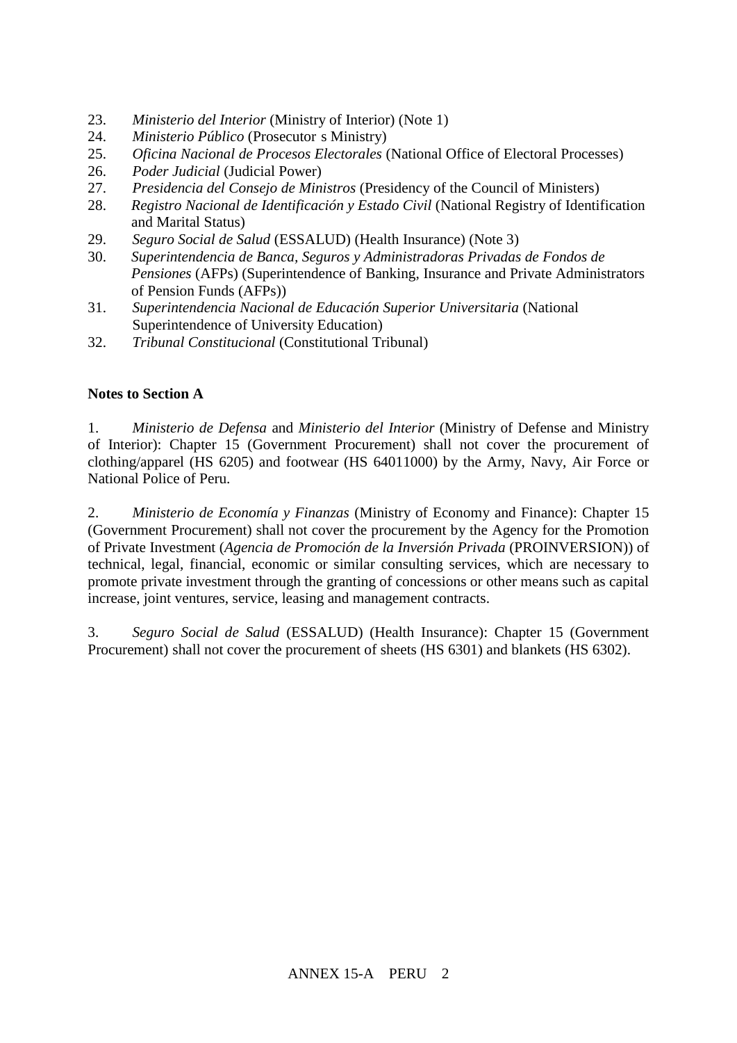23. *Ministerio del Interior* (Ministry of Interior) (Note 1)
24. *Ministerio Público* (Prosecutor s Ministry)
25. *Oficina Nacional de Procesos Electorales* (National Office of Electoral Processes)
26. *Poder Judicial* (Judicial Power)
27. *Presidencia del Consejo de Ministros* (Presidency of the Council of Ministers)
28. *Registro Nacional de Identificación y Estado Civil* (National Registry of Identification and Marital Status)
29. *Seguro Social de Salud* (ESSALUD) (Health Insurance) (Note 3)
30. *Superintendencia de Banca, Seguros y Administradoras Privadas de Fondos de Pensiones* (AFPs) (Superintendence of Banking, Insurance and Private Administrators of Pension Funds (AFPs))
31. *Superintendencia Nacional de Educación Superior Universitaria* (National Superintendence of University Education)
32. *Tribunal Constitucional* (Constitutional Tribunal)

**Notes to Section A**

1. *Ministerio de Defensa* and *Ministerio del Interior* (Ministry of Defense and Ministry of Interior): Chapter 15 (Government Procurement) shall not cover the procurement of clothing/apparel (HS 6205) and footwear (HS 64011000) by the Army, Navy, Air Force or National Police of Peru.

2. *Ministerio de Economía y Finanzas* (Ministry of Economy and Finance): Chapter 15 (Government Procurement) shall not cover the procurement by the Agency for the Promotion of Private Investment (*Agencia de Promoción de la Inversión Privada* (PROINVERSION)) of technical, legal, financial, economic or similar consulting services, which are necessary to promote private investment through the granting of concessions or other means such as capital increase, joint ventures, service, leasing and management contracts.

3. *Seguro Social de Salud* (ESSALUD) (Health Insurance): Chapter 15 (Government Procurement) shall not cover the procurement of sheets (HS 6301) and blankets (HS 6302).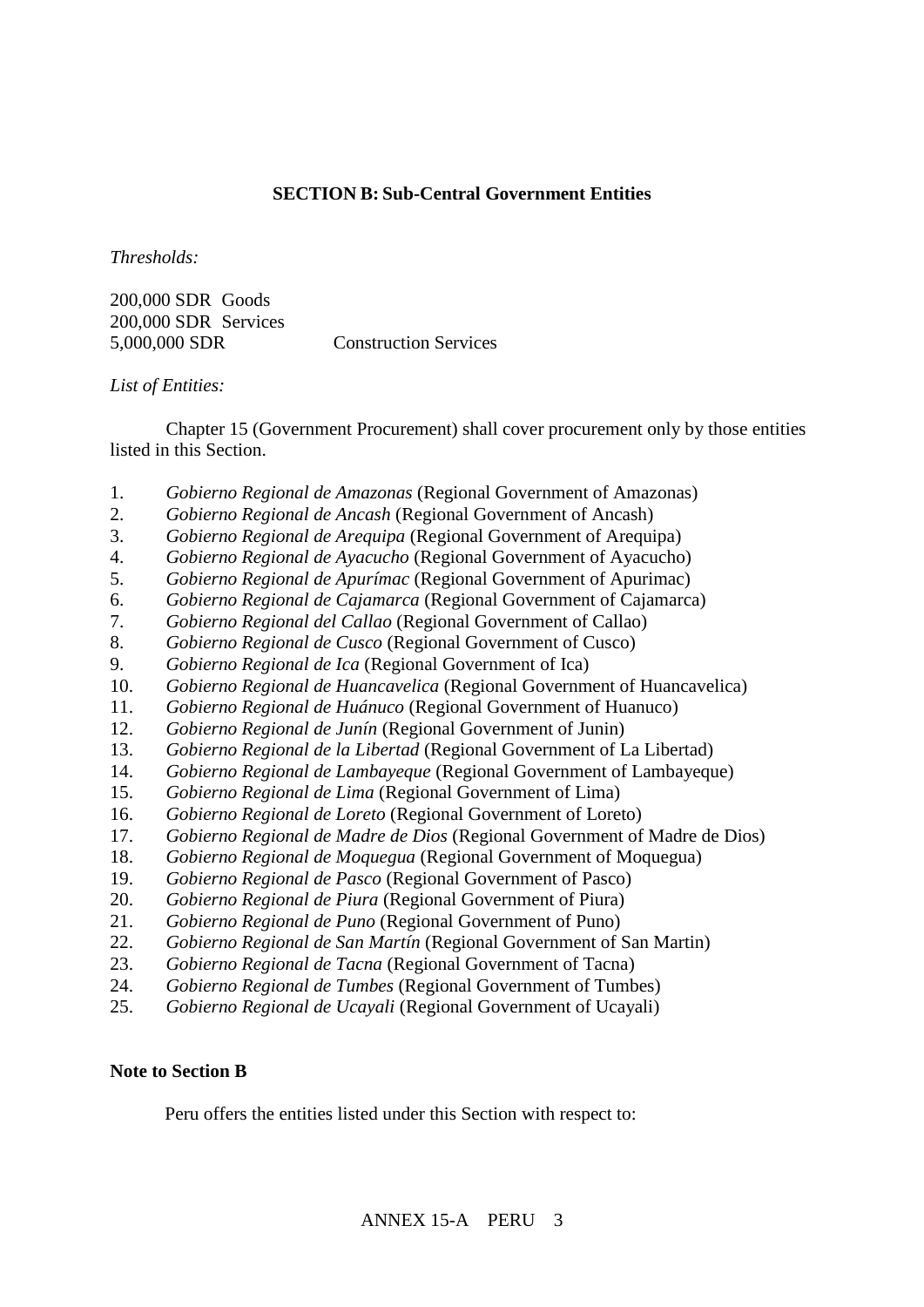**SECTION B: Sub-Central Government Entities**

*Thresholds:*

200,000 SDR Goods
200,000 SDR Services
5,000,000 SDR Construction Services

*List of Entities:*

Chapter 15 (Government Procurement) shall cover procurement only by those entities listed in this Section.

1. *Gobierno Regional de Amazonas* (Regional Government of Amazonas)
2. *Gobierno Regional de Ancash* (Regional Government of Ancash)
3. *Gobierno Regional de Arequipa* (Regional Government of Arequipa)
4. *Gobierno Regional de Ayacucho* (Regional Government of Ayacucho)
5. *Gobierno Regional de Apurímac* (Regional Government of Apurimac)
6. *Gobierno Regional de Cajamarca* (Regional Government of Cajamarca)
7. *Gobierno Regional del Callao* (Regional Government of Callao)
8. *Gobierno Regional de Cusco* (Regional Government of Cusco)
9. *Gobierno Regional de Ica* (Regional Government of Ica)
10. *Gobierno Regional de Huancavelica* (Regional Government of Huancavelica)
11. *Gobierno Regional de Huánuco* (Regional Government of Huanuco)
12. *Gobierno Regional de Junín* (Regional Government of Junin)
13. *Gobierno Regional de la Libertad* (Regional Government of La Libertad)
14. *Gobierno Regional de Lambayeque* (Regional Government of Lambayeque)
15. *Gobierno Regional de Lima* (Regional Government of Lima)
16. *Gobierno Regional de Loreto* (Regional Government of Loreto)
17. *Gobierno Regional de Madre de Dios* (Regional Government of Madre de Dios)
18. *Gobierno Regional de Moquegua* (Regional Government of Moquegua)
19. *Gobierno Regional de Pasco* (Regional Government of Pasco)
20. *Gobierno Regional de Piura* (Regional Government of Piura)
21. *Gobierno Regional de Puno* (Regional Government of Puno)
22. *Gobierno Regional de San Martín* (Regional Government of San Martin)
23. *Gobierno Regional de Tacna* (Regional Government of Tacna)
24. *Gobierno Regional de Tumbes* (Regional Government of Tumbes)
25. *Gobierno Regional de Ucayali* (Regional Government of Ucayali)

**Note to Section B**

Peru offers the entities listed under this Section with respect to: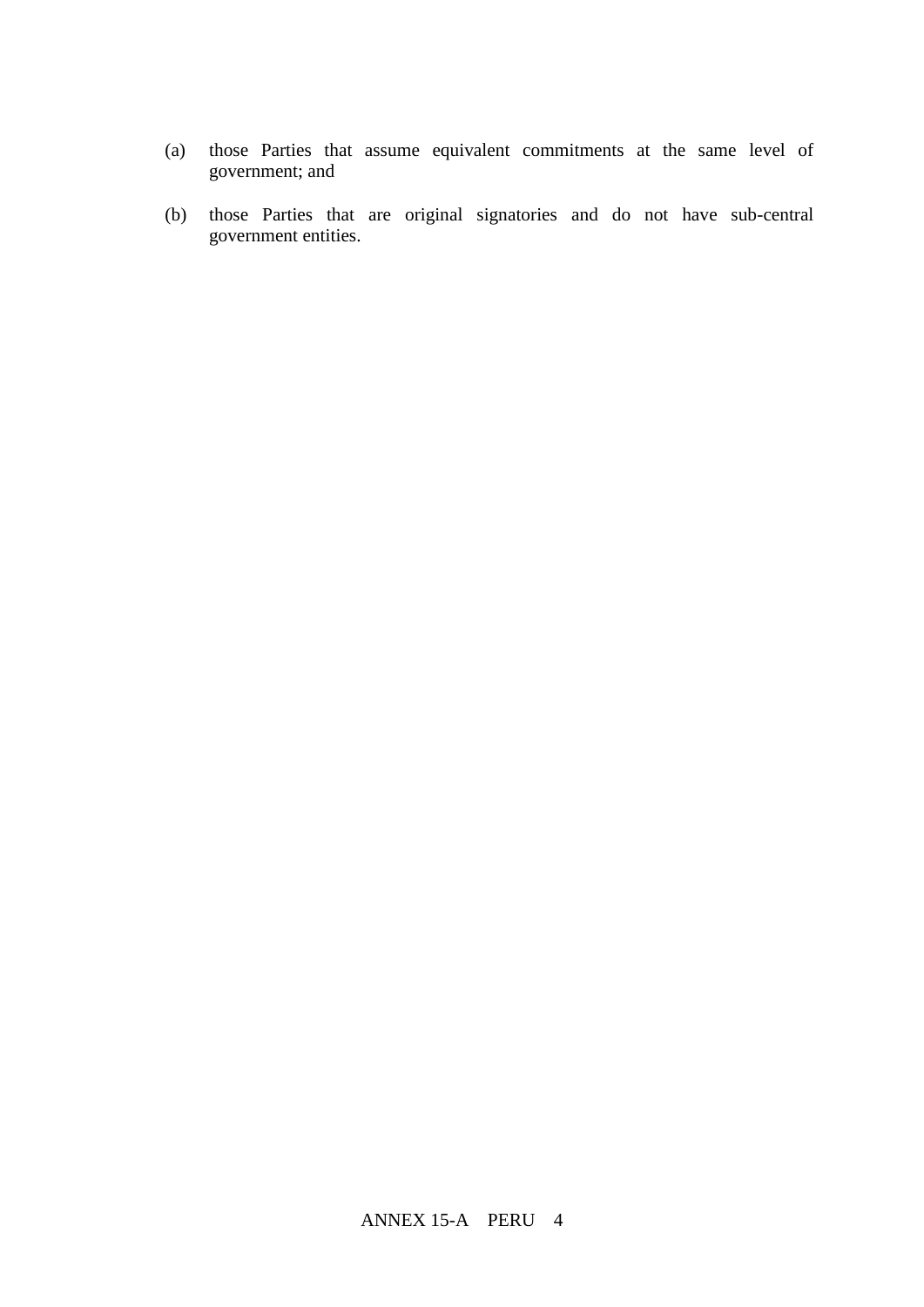(a) those Parties that assume equivalent commitments at the same level of government; and

(b) those Parties that are original signatories and do not have sub-central government entities.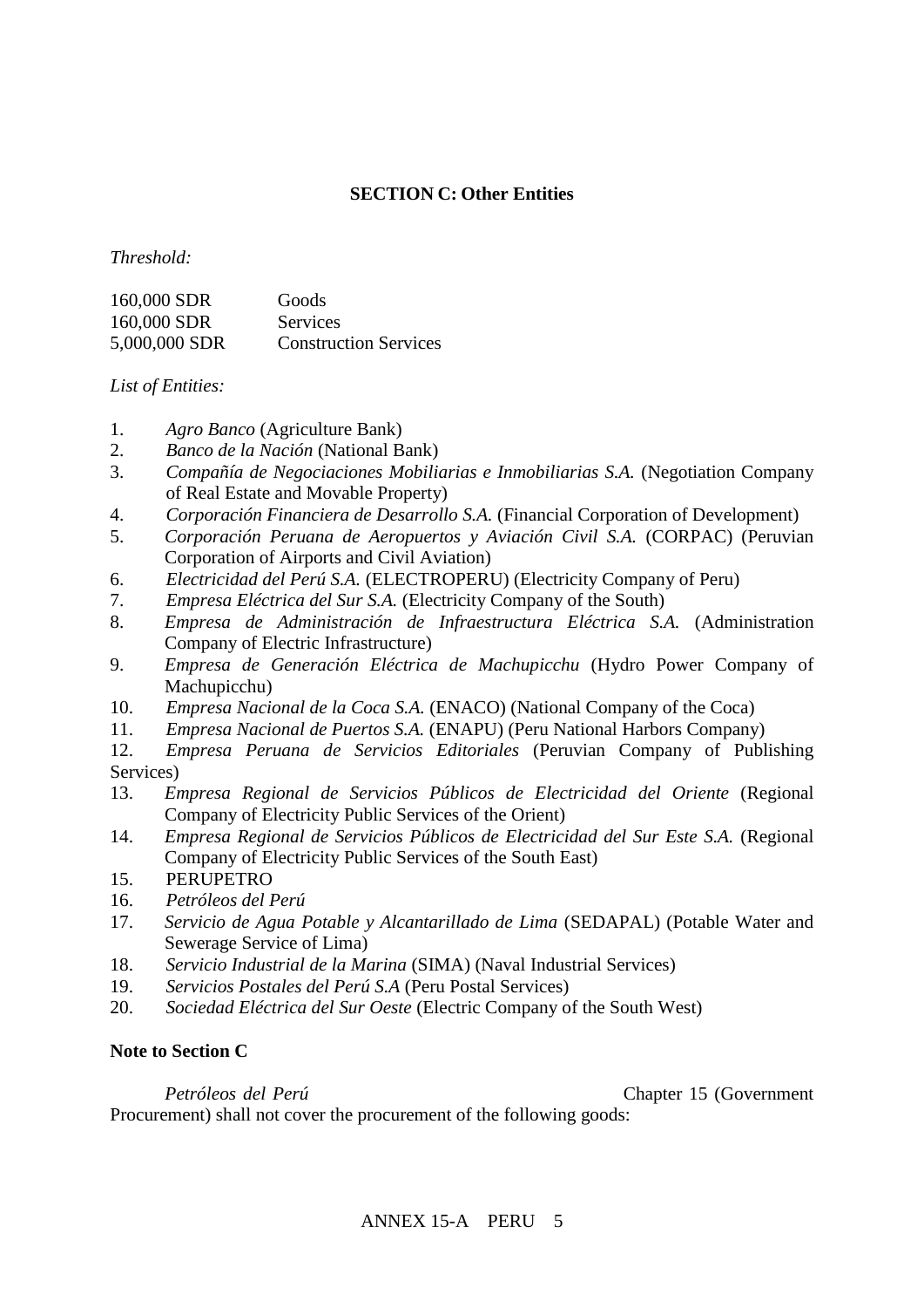**SECTION C: Other Entities**

*Threshold:*

160,000 SDR Goods
160,000 SDR Services
5,000,000 SDR Construction Services

*List of Entities:*

1. *Agro Banco* (Agriculture Bank)
2. *Banco de la Nación* (National Bank)
3. *Compañía de Negociaciones Mobiliarias e Inmobiliarias S.A.* (Negotiation Company of Real Estate and Movable Property)
4. *Corporación Financiera de Desarrollo S.A.* (Financial Corporation of Development)
5. *Corporación Peruana de Aeropuertos y Aviación Civil S.A.* (CORPAC) (Peruvian Corporation of Airports and Civil Aviation)
6. *Electricidad del Perú S.A.* (ELECTROPERU) (Electricity Company of Peru)
7. *Empresa Eléctrica del Sur S.A.* (Electricity Company of the South)
8. *Empresa de Administración de Infraestructura Eléctrica S.A.* (Administration Company of Electric Infrastructure)
9. *Empresa de Generación Eléctrica de Machupicchu* (Hydro Power Company of Machupicchu)
10. *Empresa Nacional de la Coca S.A.* (ENACO) (National Company of the Coca)
11. *Empresa Nacional de Puertos S.A.* (ENAPU) (Peru National Harbors Company)
12. *Empresa Peruana de Servicios Editoriales* (Peruvian Company of Publishing Services)
13. *Empresa Regional de Servicios Públicos de Electricidad del Oriente* (Regional Company of Electricity Public Services of the Orient)
14. *Empresa Regional de Servicios Públicos de Electricidad del Sur Este S.A.* (Regional Company of Electricity Public Services of the South East)
15. PERUPETRO
16. *Petróleos del Perú*
17. *Servicio de Agua Potable y Alcantarillado de Lima* (SEDAPAL) (Potable Water and Sewerage Service of Lima)
18. *Servicio Industrial de la Marina* (SIMA) (Naval Industrial Services)
19. *Servicios Postales del Perú S.A* (Peru Postal Services)
20. *Sociedad Eléctrica del Sur Oeste* (Electric Company of the South West)

**Note to Section C**

*Petróleos del Perú* Chapter 15 (Government Procurement) shall not cover the procurement of the following goods: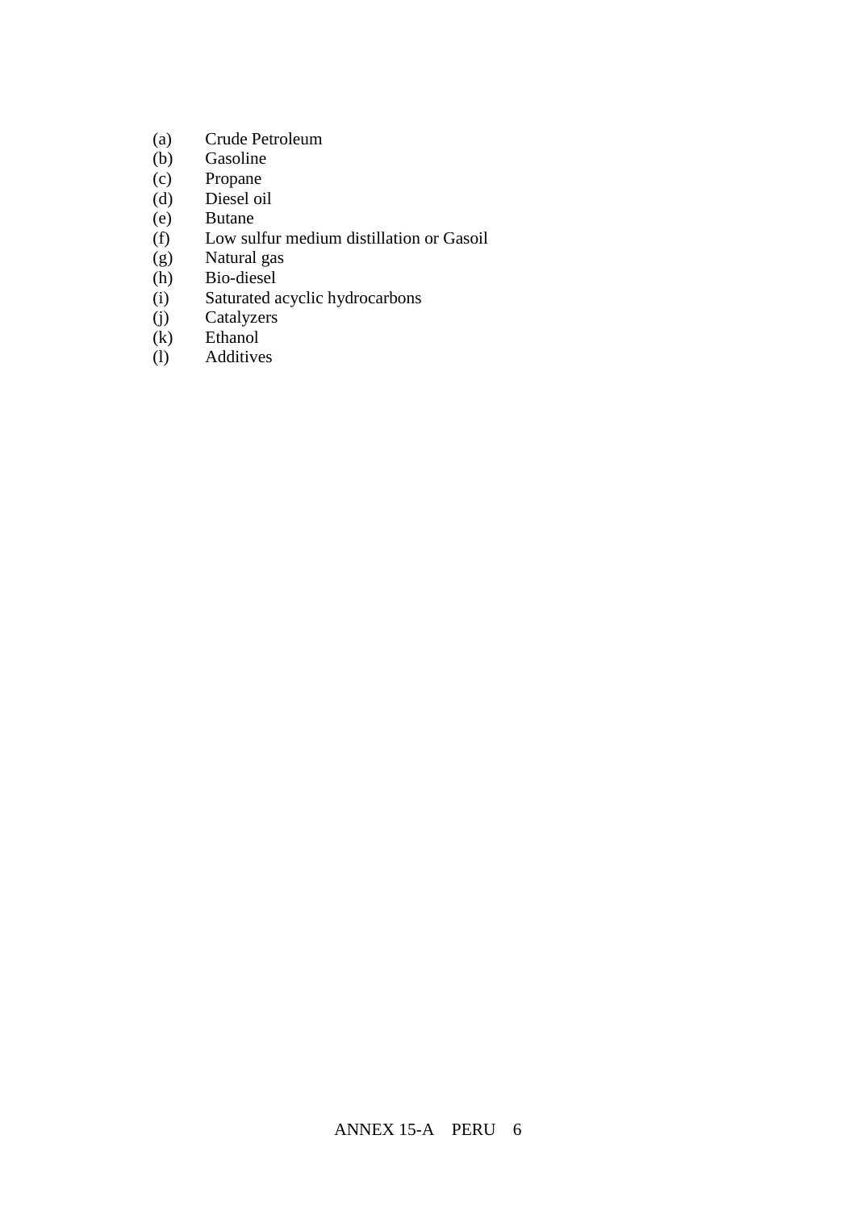(a) Crude Petroleum
(b) Gasoline
(c) Propane
(d) Diesel oil
(e) Butane
(f) Low sulfur medium distillation or Gasoil
(g) Natural gas
(h) Bio-diesel
(i) Saturated acyclic hydrocarbons
(j) Catalyzers
(k) Ethanol
(l) Additives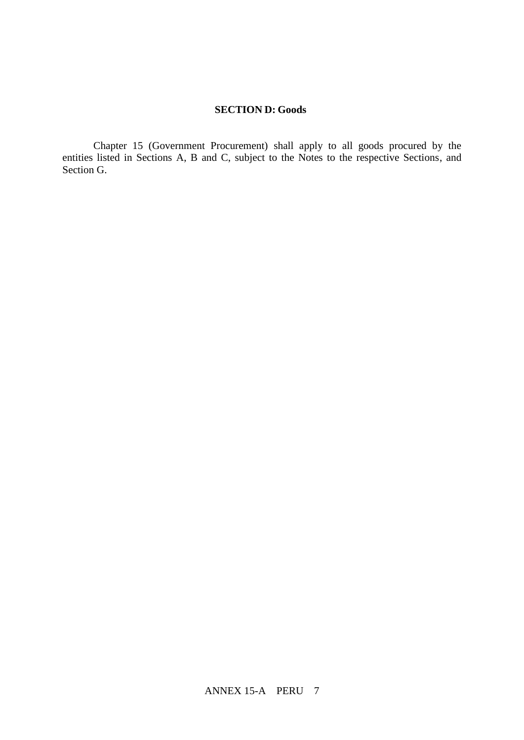## SECTION D: Goods

Chapter 15 (Government Procurement) shall apply to all goods procured by the entities listed in Sections A, B and C, subject to the Notes to the respective Sections, and Section G.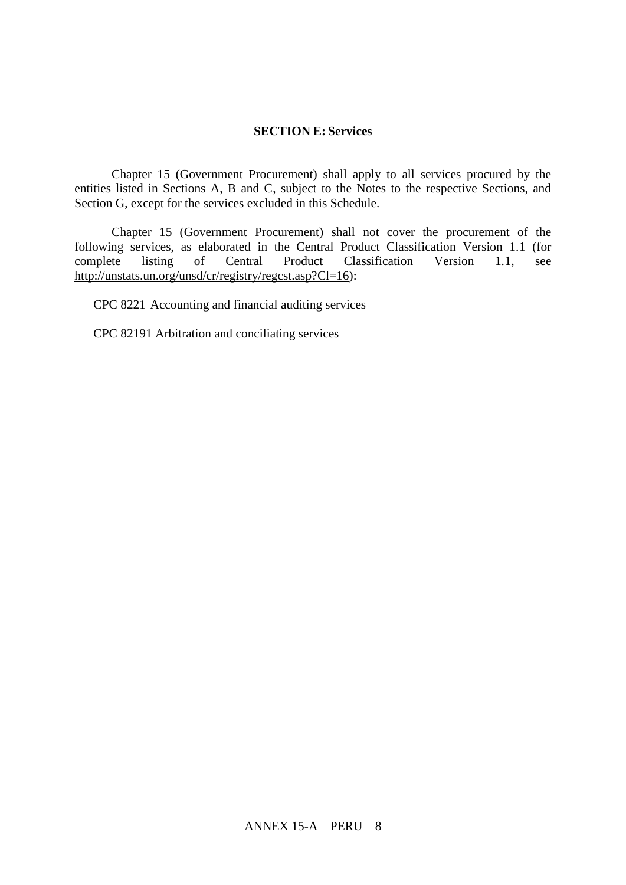## SECTION E: Services

Chapter 15 (Government Procurement) shall apply to all services procured by the entities listed in Sections A, B and C, subject to the Notes to the respective Sections, and Section G, except for the services excluded in this Schedule.

Chapter 15 (Government Procurement) shall not cover the procurement of the following services, as elaborated in the Central Product Classification Version 1.1 (for complete listing of Central Product Classification Version 1.1, see http://unstats.un.org/unsd/cr/registry/regcst.asp?Cl=16):

CPC 8221 Accounting and financial auditing services

CPC 82191 Arbitration and conciliating services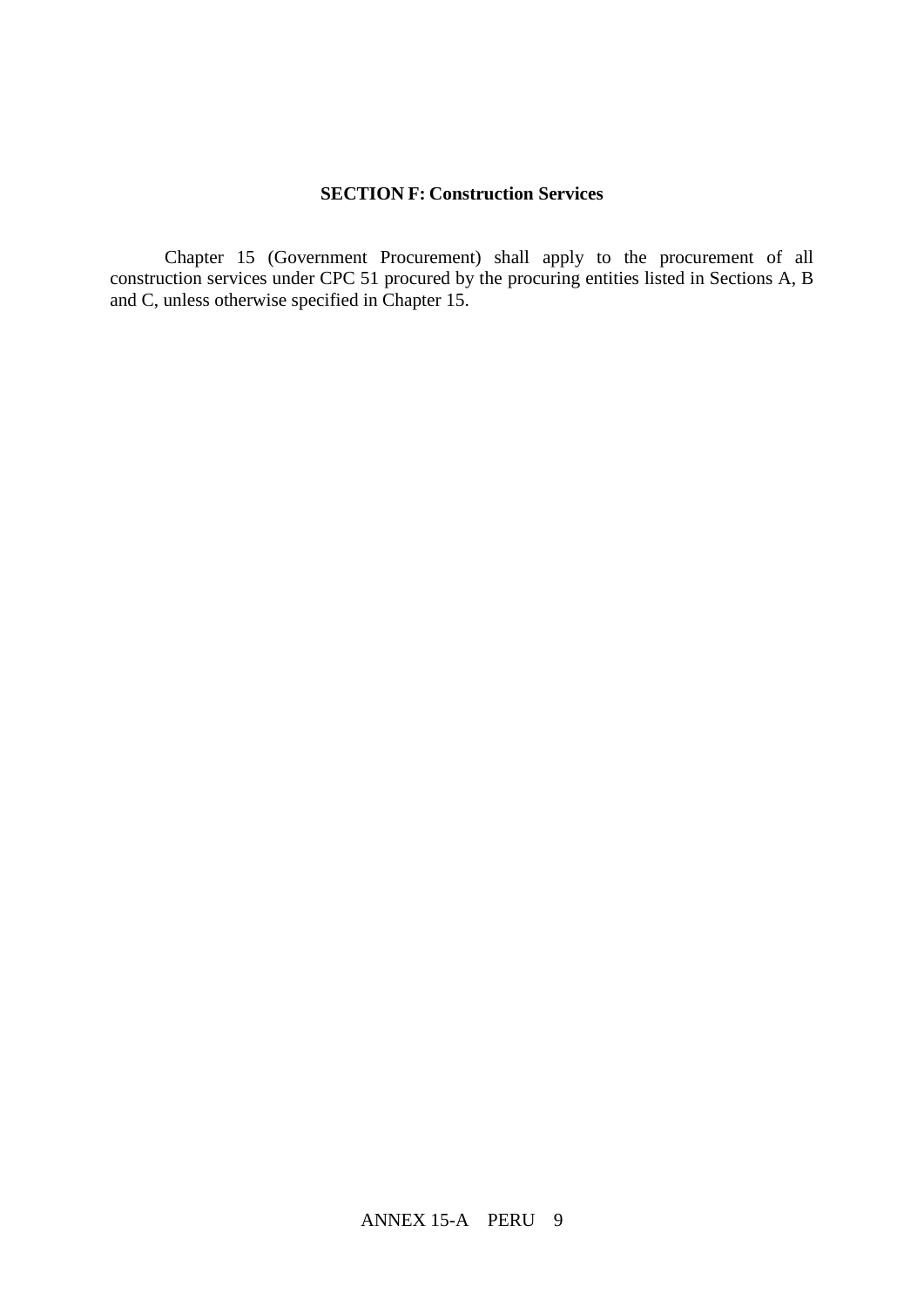## SECTION F: Construction Services

Chapter 15 (Government Procurement) shall apply to the procurement of all construction services under CPC 51 procured by the procuring entities listed in Sections A, B and C, unless otherwise specified in Chapter 15.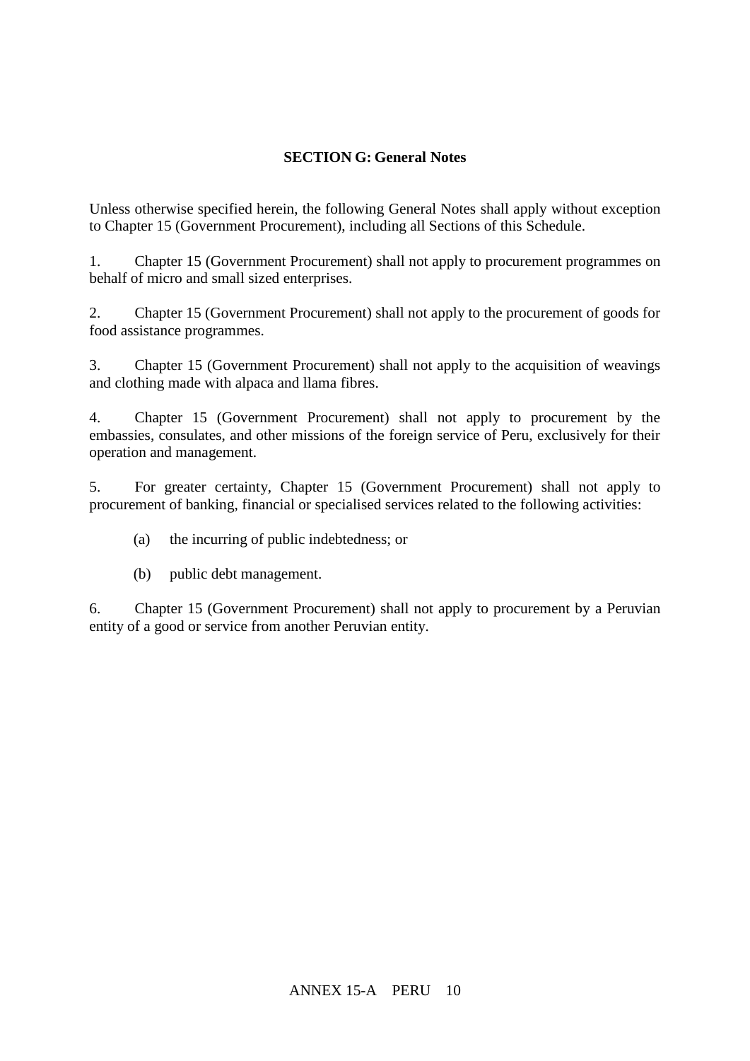## SECTION G: General Notes

Unless otherwise specified herein, the following General Notes shall apply without exception to Chapter 15 (Government Procurement), including all Sections of this Schedule.

1. Chapter 15 (Government Procurement) shall not apply to procurement programmes on behalf of micro and small sized enterprises.

2. Chapter 15 (Government Procurement) shall not apply to the procurement of goods for food assistance programmes.

3. Chapter 15 (Government Procurement) shall not apply to the acquisition of weavings and clothing made with alpaca and llama fibres.

4. Chapter 15 (Government Procurement) shall not apply to procurement by the embassies, consulates, and other missions of the foreign service of Peru, exclusively for their operation and management.

5. For greater certainty, Chapter 15 (Government Procurement) shall not apply to procurement of banking, financial or specialised services related to the following activities:

   (a) the incurring of public indebtedness; or

   (b) public debt management.

6. Chapter 15 (Government Procurement) shall not apply to procurement by a Peruvian entity of a good or service from another Peruvian entity.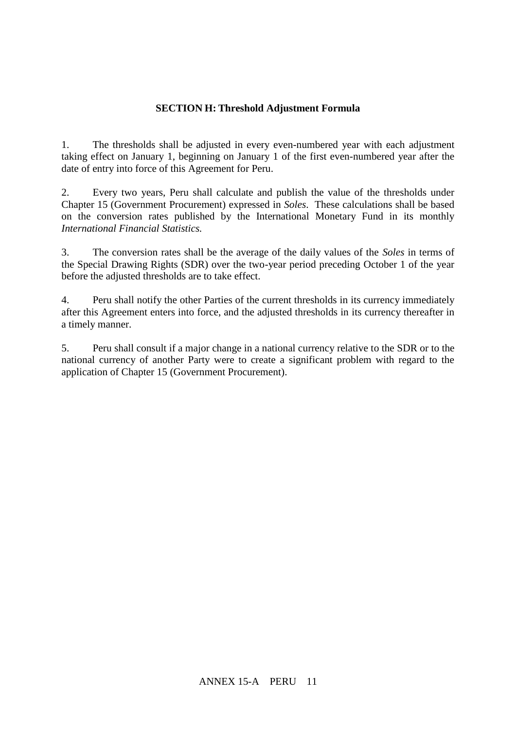## SECTION H: Threshold Adjustment Formula

1. The thresholds shall be adjusted in every even-numbered year with each adjustment taking effect on January 1, beginning on January 1 of the first even-numbered year after the date of entry into force of this Agreement for Peru.

2. Every two years, Peru shall calculate and publish the value of the thresholds under Chapter 15 (Government Procurement) expressed in *Soles*. These calculations shall be based on the conversion rates published by the International Monetary Fund in its monthly *International Financial Statistics.*

3. The conversion rates shall be the average of the daily values of the *Soles* in terms of the Special Drawing Rights (SDR) over the two-year period preceding October 1 of the year before the adjusted thresholds are to take effect.

4. Peru shall notify the other Parties of the current thresholds in its currency immediately after this Agreement enters into force, and the adjusted thresholds in its currency thereafter in a timely manner.

5. Peru shall consult if a major change in a national currency relative to the SDR or to the national currency of another Party were to create a significant problem with regard to the application of Chapter 15 (Government Procurement).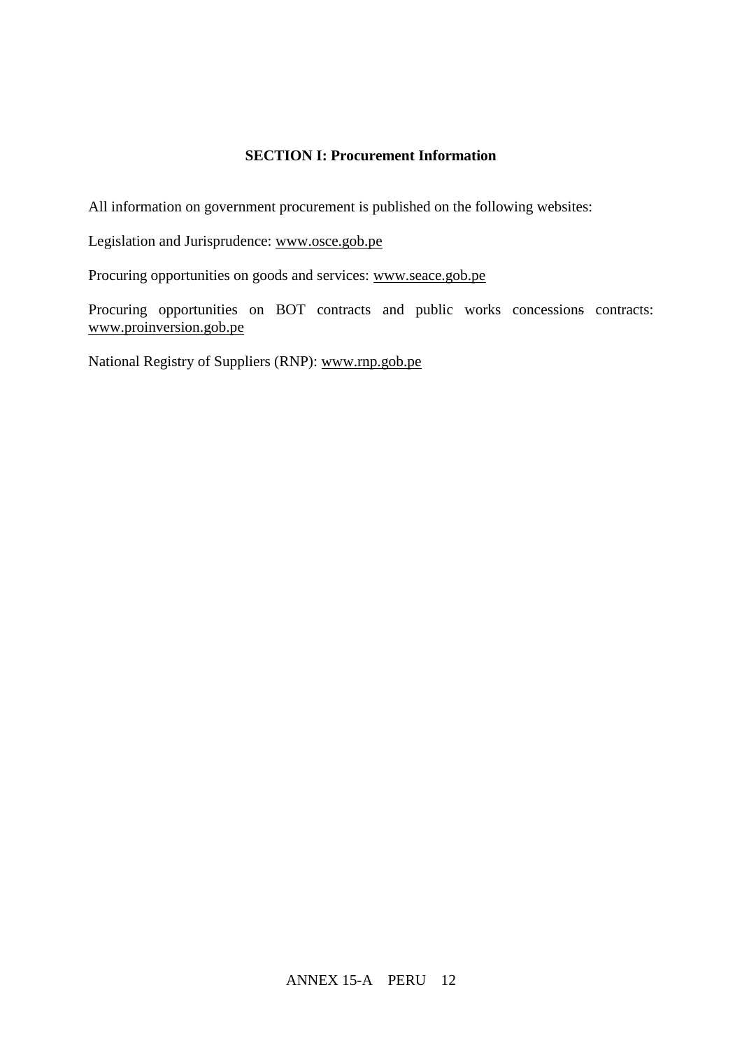## SECTION I: Procurement Information

All information on government procurement is published on the following websites:

Legislation and Jurisprudence: www.osce.gob.pe

Procuring opportunities on goods and services: www.seace.gob.pe

Procuring opportunities on BOT contracts and public works concessions contracts: www.proinversion.gob.pe

National Registry of Suppliers (RNP): www.rnp.gob.pe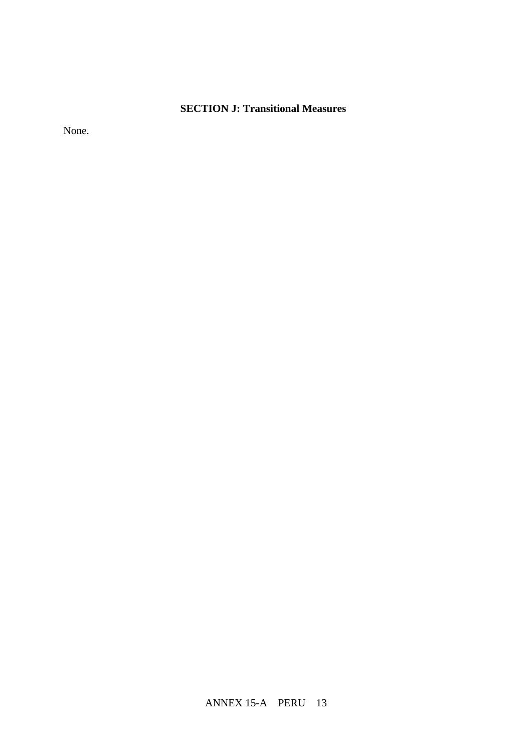## SECTION J: Transitional Measures

None.